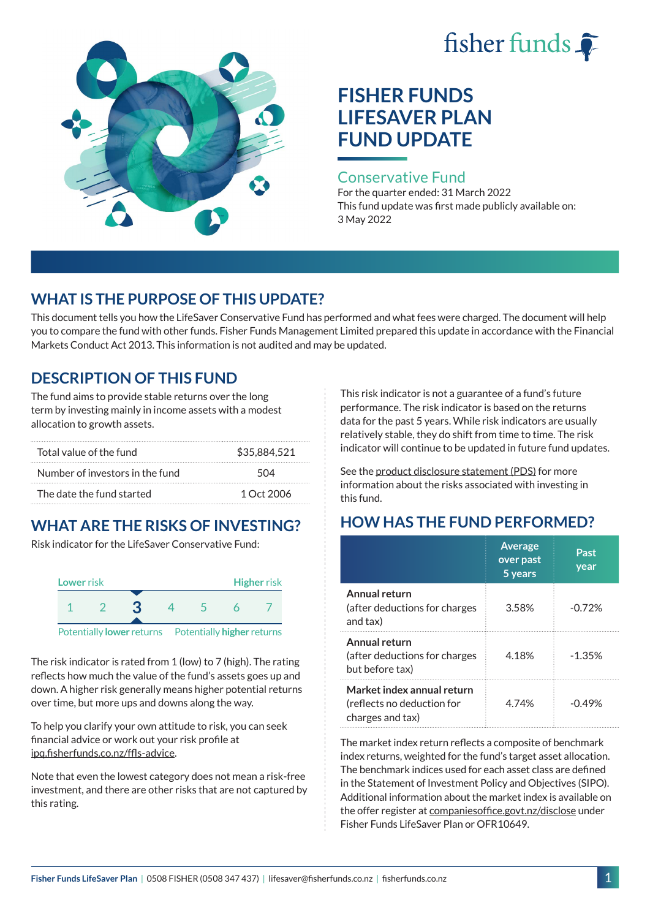fisher funds

# FISHER FUNDS LIFESAVER PLAN FUND UPDATE

## Conservative Fund

For the quarter ended: 31 March 2022
This fund update was first made publicly available on: 3 May 2022

## WHAT IS THE PURPOSE OF THIS UPDATE?

This document tells you how the LifeSaver Conservative Fund has performed and what fees were charged. The document will help you to compare the fund with other funds. Fisher Funds Management Limited prepared this update in accordance with the Financial Markets Conduct Act 2013. This information is not audited and may be updated.

## DESCRIPTION OF THIS FUND

The fund aims to provide stable returns over the long term by investing mainly in income assets with a modest allocation to growth assets.

| | |
|---|---|
| Total value of the fund | $35,884,521 |
| Number of investors in the fund | 504 |
| The date the fund started | 1 Oct 2006 |

## WHAT ARE THE RISKS OF INVESTING?

Risk indicator for the LifeSaver Conservative Fund:

Lower risk — Higher risk

1 2 **3** 4 5 6 7

Potentially lower returns — Potentially higher returns

The risk indicator is rated from 1 (low) to 7 (high). The rating reflects how much the value of the fund's assets goes up and down. A higher risk generally means higher potential returns over time, but more ups and downs along the way.

To help you clarify your own attitude to risk, you can seek financial advice or work out your risk profile at ipq.fisherfunds.co.nz/ffls-advice.

Note that even the lowest category does not mean a risk-free investment, and there are other risks that are not captured by this rating.

This risk indicator is not a guarantee of a fund's future performance. The risk indicator is based on the returns data for the past 5 years. While risk indicators are usually relatively stable, they do shift from time to time. The risk indicator will continue to be updated in future fund updates.

See the product disclosure statement (PDS) for more information about the risks associated with investing in this fund.

## HOW HAS THE FUND PERFORMED?

| | Average over past 5 years | Past year |
|---|---|---|
| **Annual return** (after deductions for charges and tax) | 3.58% | -0.72% |
| **Annual return** (after deductions for charges but before tax) | 4.18% | -1.35% |
| **Market index annual return** (reflects no deduction for charges and tax) | 4.74% | -0.49% |

The market index return reflects a composite of benchmark index returns, weighted for the fund's target asset allocation. The benchmark indices used for each asset class are defined in the Statement of Investment Policy and Objectives (SIPO). Additional information about the market index is available on the offer register at companiesoffice.govt.nz/disclose under Fisher Funds LifeSaver Plan or OFR10649.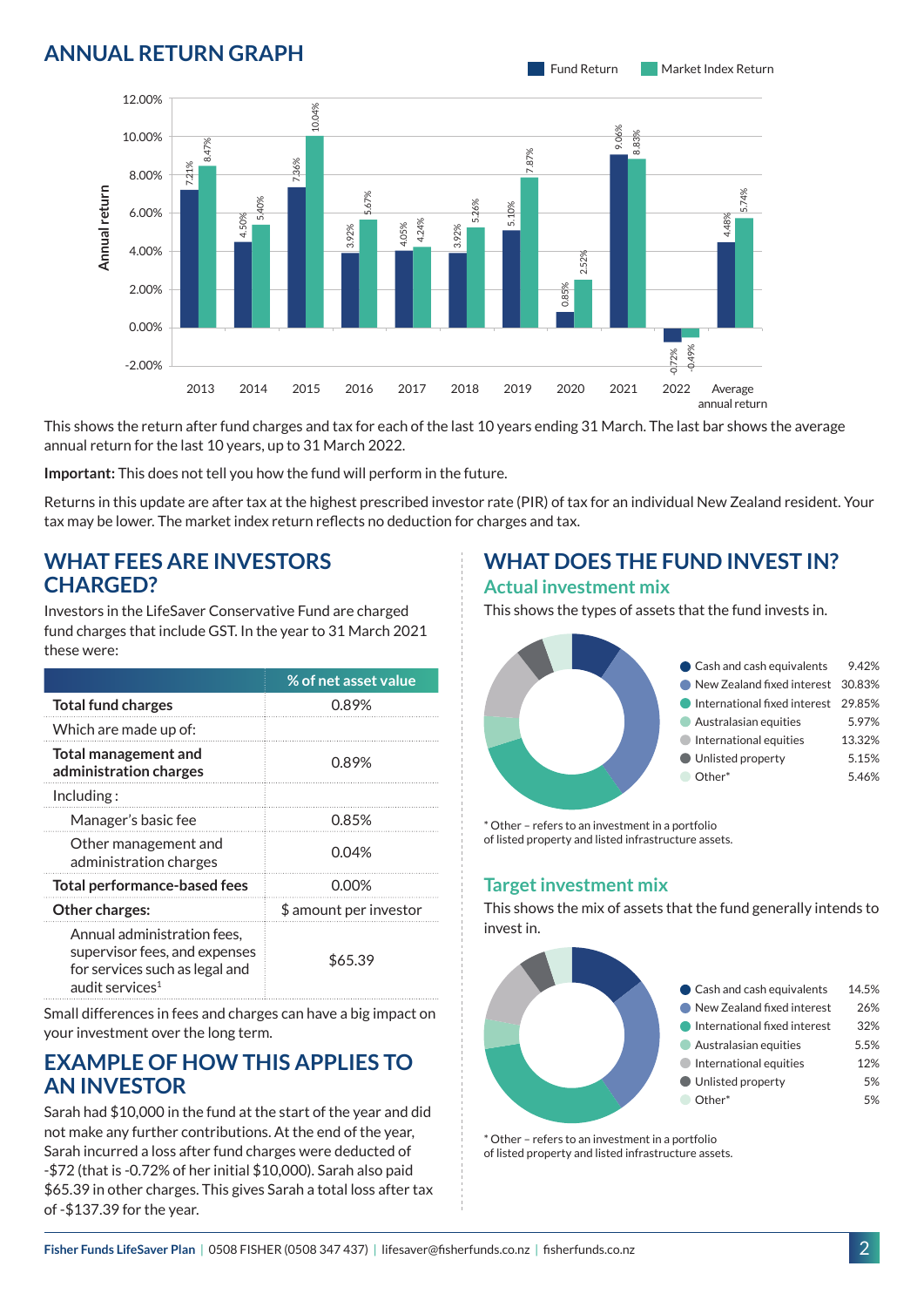## ANNUAL RETURN GRAPH

| Year | Fund Return | Market Index Return |
|---|---|---|
| 2013 | 7.21% | 8.47% |
| 2014 | 4.50% | 5.40% |
| 2015 | 7.36% | 10.04% |
| 2016 | 3.92% | 5.67% |
| 2017 | 4.05% | 4.24% |
| 2018 | 3.92% | 5.26% |
| 2019 | 5.10% | 7.87% |
| 2020 | 0.85% | 2.52% |
| 2021 | 9.06% | 8.83% |
| 2022 | -0.72% | -0.49% |
| Average annual return | 4.48% | 5.74% |

This shows the return after fund charges and tax for each of the last 10 years ending 31 March. The last bar shows the average annual return for the last 10 years, up to 31 March 2022.

**Important:** This does not tell you how the fund will perform in the future.

Returns in this update are after tax at the highest prescribed investor rate (PIR) of tax for an individual New Zealand resident. Your tax may be lower. The market index return reflects no deduction for charges and tax.

## WHAT FEES ARE INVESTORS CHARGED?

Investors in the LifeSaver Conservative Fund are charged fund charges that include GST. In the year to 31 March 2021 these were:

| | % of net asset value |
|---|---|
| **Total fund charges** | 0.89% |
| Which are made up of: | |
| **Total management and administration charges** | 0.89% |
| Including: | |
| Manager's basic fee | 0.85% |
| Other management and administration charges | 0.04% |
| **Total performance-based fees** | 0.00% |
| **Other charges:** | $ amount per investor |
| Annual administration fees, supervisor fees, and expenses for services such as legal and audit services[1] | $65.39 |

Small differences in fees and charges can have a big impact on your investment over the long term.

## EXAMPLE OF HOW THIS APPLIES TO AN INVESTOR

Sarah had $10,000 in the fund at the start of the year and did not make any further contributions. At the end of the year, Sarah incurred a loss after fund charges were deducted of -$72 (that is -0.72% of her initial $10,000). Sarah also paid $65.39 in other charges. This gives Sarah a total loss after tax of -$137.39 for the year.

## WHAT DOES THE FUND INVEST IN?

### Actual investment mix

This shows the types of assets that the fund invests in.

| Asset type | % |
|---|---|
| Cash and cash equivalents | 9.42% |
| New Zealand fixed interest | 30.83% |
| International fixed interest | 29.85% |
| Australasian equities | 5.97% |
| International equities | 13.32% |
| Unlisted property | 5.15% |
| Other* | 5.46% |

* Other – refers to an investment in a portfolio of listed property and listed infrastructure assets.

### Target investment mix

This shows the mix of assets that the fund generally intends to invest in.

| Asset type | % |
|---|---|
| Cash and cash equivalents | 14.5% |
| New Zealand fixed interest | 26% |
| International fixed interest | 32% |
| Australasian equities | 5.5% |
| International equities | 12% |
| Unlisted property | 5% |
| Other* | 5% |

* Other – refers to an investment in a portfolio of listed property and listed infrastructure assets.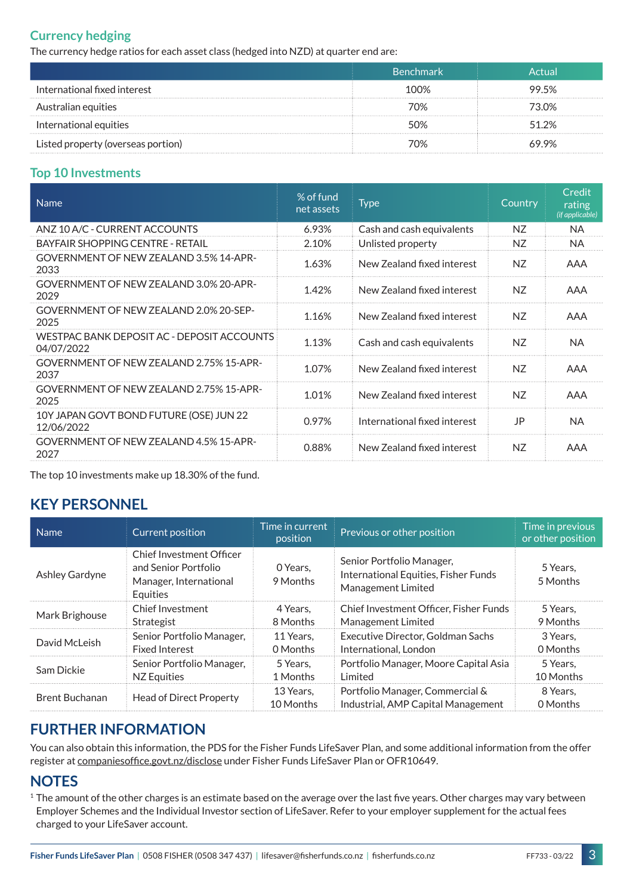## Currency hedging

The currency hedge ratios for each asset class (hedged into NZD) at quarter end are:

| | Benchmark | Actual |
|---|---|---|
| International fixed interest | 100% | 99.5% |
| Australian equities | 70% | 73.0% |
| International equities | 50% | 51.2% |
| Listed property (overseas portion) | 70% | 69.9% |

## Top 10 Investments

| Name | % of fund net assets | Type | Country | Credit rating *(if applicable)* |
|---|---|---|---|---|
| ANZ 10 A/C - CURRENT ACCOUNTS | 6.93% | Cash and cash equivalents | NZ | NA |
| BAYFAIR SHOPPING CENTRE - RETAIL | 2.10% | Unlisted property | NZ | NA |
| GOVERNMENT OF NEW ZEALAND 3.5% 14-APR-2033 | 1.63% | New Zealand fixed interest | NZ | AAA |
| GOVERNMENT OF NEW ZEALAND 3.0% 20-APR-2029 | 1.42% | New Zealand fixed interest | NZ | AAA |
| GOVERNMENT OF NEW ZEALAND 2.0% 20-SEP-2025 | 1.16% | New Zealand fixed interest | NZ | AAA |
| WESTPAC BANK DEPOSIT AC - DEPOSIT ACCOUNTS 04/07/2022 | 1.13% | Cash and cash equivalents | NZ | NA |
| GOVERNMENT OF NEW ZEALAND 2.75% 15-APR-2037 | 1.07% | New Zealand fixed interest | NZ | AAA |
| GOVERNMENT OF NEW ZEALAND 2.75% 15-APR-2025 | 1.01% | New Zealand fixed interest | NZ | AAA |
| 10Y JAPAN GOVT BOND FUTURE (OSE) JUN 22 12/06/2022 | 0.97% | International fixed interest | JP | NA |
| GOVERNMENT OF NEW ZEALAND 4.5% 15-APR-2027 | 0.88% | New Zealand fixed interest | NZ | AAA |

The top 10 investments make up 18.30% of the fund.

# KEY PERSONNEL

| Name | Current position | Time in current position | Previous or other position | Time in previous or other position |
|---|---|---|---|---|
| Ashley Gardyne | Chief Investment Officer and Senior Portfolio Manager, International Equities | 0 Years, 9 Months | Senior Portfolio Manager, International Equities, Fisher Funds Management Limited | 5 Years, 5 Months |
| Mark Brighouse | Chief Investment Strategist | 4 Years, 8 Months | Chief Investment Officer, Fisher Funds Management Limited | 5 Years, 9 Months |
| David McLeish | Senior Portfolio Manager, Fixed Interest | 11 Years, 0 Months | Executive Director, Goldman Sachs International, London | 3 Years, 0 Months |
| Sam Dickie | Senior Portfolio Manager, NZ Equities | 5 Years, 1 Months | Portfolio Manager, Moore Capital Asia Limited | 5 Years, 10 Months |
| Brent Buchanan | Head of Direct Property | 13 Years, 10 Months | Portfolio Manager, Commercial & Industrial, AMP Capital Management | 8 Years, 0 Months |

# FURTHER INFORMATION

You can also obtain this information, the PDS for the Fisher Funds LifeSaver Plan, and some additional information from the offer register at companiesoffice.govt.nz/disclose under Fisher Funds LifeSaver Plan or OFR10649.

# NOTES

[1] The amount of the other charges is an estimate based on the average over the last five years. Other charges may vary between Employer Schemes and the Individual Investor section of LifeSaver. Refer to your employer supplement for the actual fees charged to your LifeSaver account.